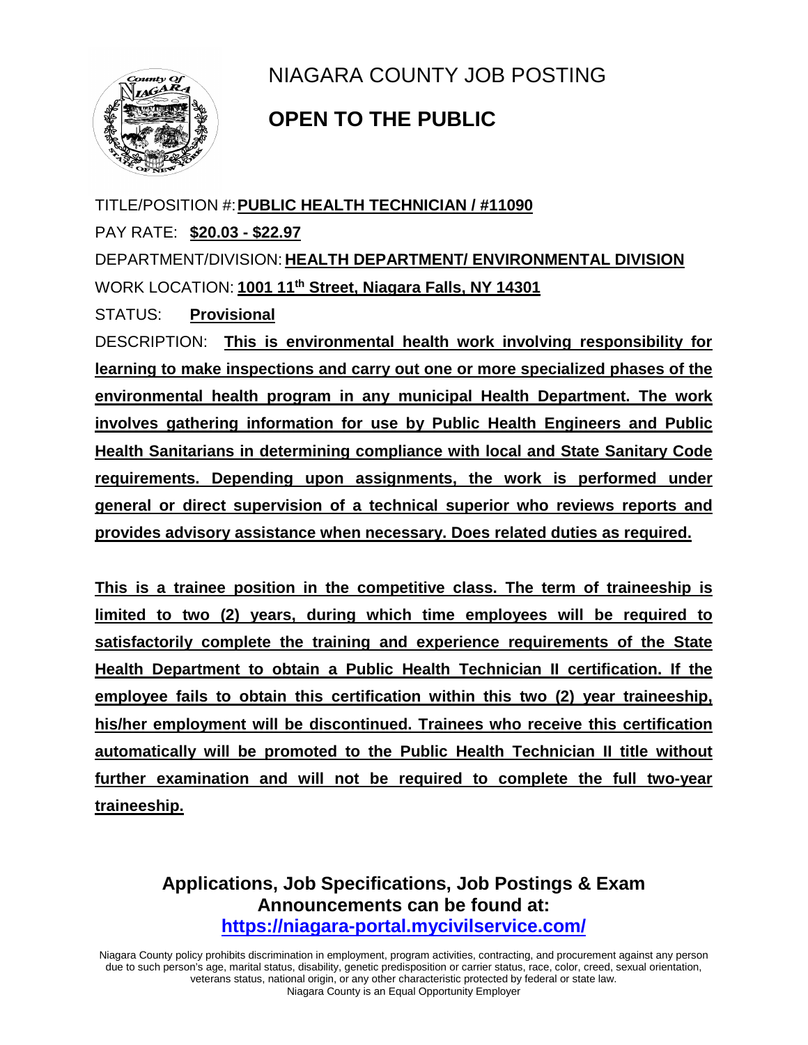# NIAGARA COUNTY JOB POSTING

## OPEN TO THE PUBLIC

TITLE/POSITION #: **PUBLIC HEALTH TECHNICIAN / #11090**

PAY RATE: **$20.03 - $22.97**

DEPARTMENT/DIVISION: **HEALTH DEPARTMENT/ ENVIRONMENTAL DIVISION**

WORK LOCATION: **1001 11th Street, Niagara Falls, NY 14301**

STATUS: **Provisional**

DESCRIPTION: **This is environmental health work involving responsibility for learning to make inspections and carry out one or more specialized phases of the environmental health program in any municipal Health Department. The work involves gathering information for use by Public Health Engineers and Public Health Sanitarians in determining compliance with local and State Sanitary Code requirements. Depending upon assignments, the work is performed under general or direct supervision of a technical superior who reviews reports and provides advisory assistance when necessary. Does related duties as required.**

**This is a trainee position in the competitive class. The term of traineeship is limited to two (2) years, during which time employees will be required to satisfactorily complete the training and experience requirements of the State Health Department to obtain a Public Health Technician II certification. If the employee fails to obtain this certification within this two (2) year traineeship, his/her employment will be discontinued. Trainees who receive this certification automatically will be promoted to the Public Health Technician II title without further examination and will not be required to complete the full two-year traineeship.**

**Applications, Job Specifications, Job Postings & Exam Announcements can be found at:**
**https://niagara-portal.mycivilservice.com/**

Niagara County policy prohibits discrimination in employment, program activities, contracting, and procurement against any person due to such person's age, marital status, disability, genetic predisposition or carrier status, race, color, creed, sexual orientation, veterans status, national origin, or any other characteristic protected by federal or state law.
Niagara County is an Equal Opportunity Employer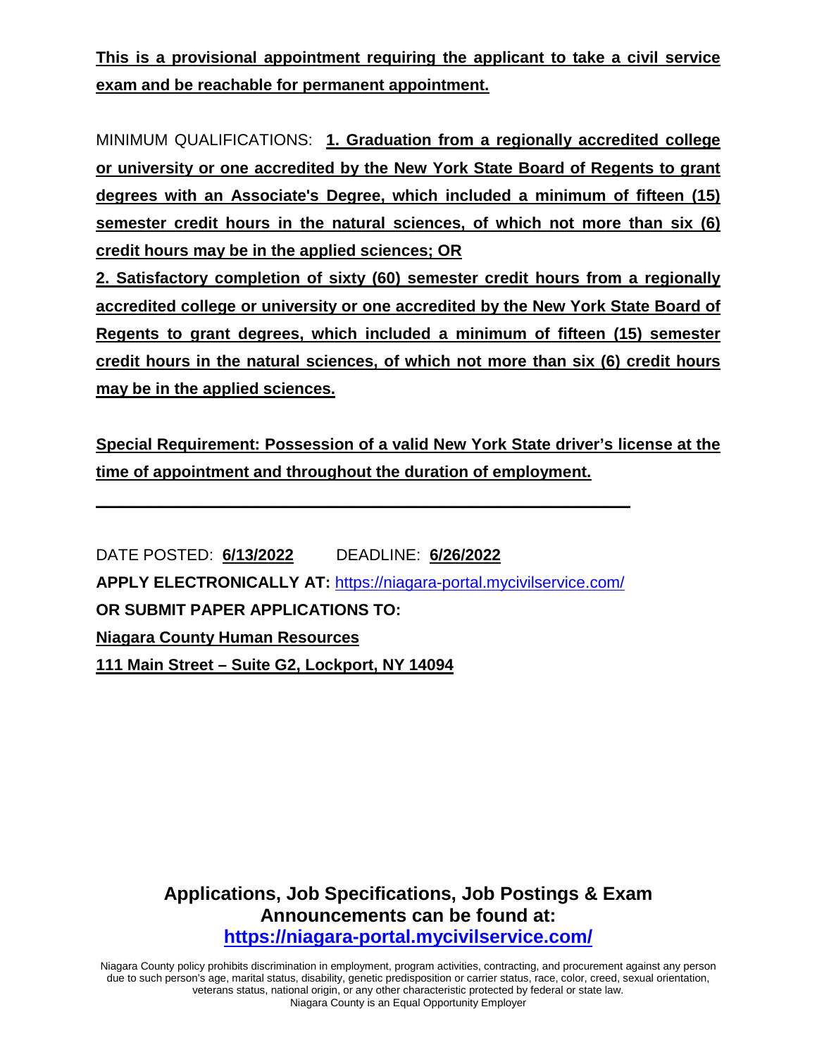**This is a provisional appointment requiring the applicant to take a civil service exam and be reachable for permanent appointment.**

MINIMUM QUALIFICATIONS: **1. Graduation from a regionally accredited college or university or one accredited by the New York State Board of Regents to grant degrees with an Associate's Degree, which included a minimum of fifteen (15) semester credit hours in the natural sciences, of which not more than six (6) credit hours may be in the applied sciences; OR**

**2. Satisfactory completion of sixty (60) semester credit hours from a regionally accredited college or university or one accredited by the New York State Board of Regents to grant degrees, which included a minimum of fifteen (15) semester credit hours in the natural sciences, of which not more than six (6) credit hours may be in the applied sciences.**

**Special Requirement: Possession of a valid New York State driver's license at the time of appointment and throughout the duration of employment.**

---

DATE POSTED: **6/13/2022** DEADLINE: **6/26/2022**

**APPLY ELECTRONICALLY AT:** https://niagara-portal.mycivilservice.com/

**OR SUBMIT PAPER APPLICATIONS TO:**

**Niagara County Human Resources**

**111 Main Street – Suite G2, Lockport, NY 14094**

**Applications, Job Specifications, Job Postings & Exam Announcements can be found at:**
**https://niagara-portal.mycivilservice.com/**

Niagara County policy prohibits discrimination in employment, program activities, contracting, and procurement against any person due to such person's age, marital status, disability, genetic predisposition or carrier status, race, color, creed, sexual orientation, veterans status, national origin, or any other characteristic protected by federal or state law.
Niagara County is an Equal Opportunity Employer